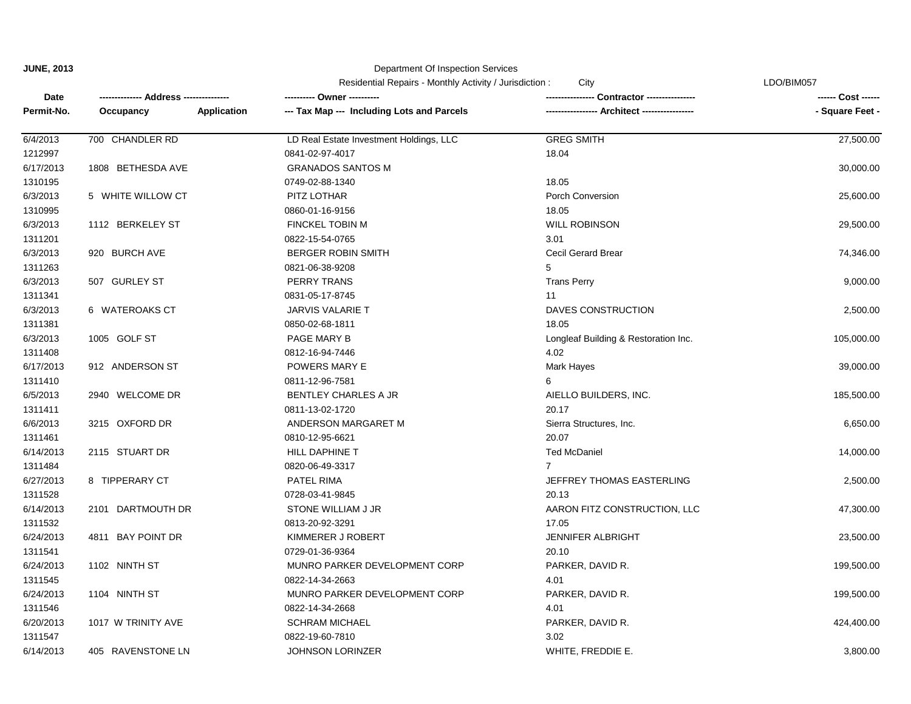**JUNE, 2013**

Department Of Inspection Services

Residential Repairs - Monthly Activity / Jurisdiction : City

LDO/BIM057

| Date / Permit-No. | Address / Occupancy / Application | Owner / Tax Map --- Including Lots and Parcels | Contractor / Architect | Cost / Square Feet |
|---|---|---|---|---|
| 6/4/2013<br>1212997 | 700 CHANDLER RD | LD Real Estate Investment Holdings, LLC<br>0841-02-97-4017 | GREG SMITH<br>18.04 | 27,500.00 |
| 6/17/2013<br>1310195 | 1808 BETHESDA AVE | GRANADOS SANTOS M<br>0749-02-88-1340 | <br>18.05 | 30,000.00 |
| 6/3/2013<br>1310995 | 5 WHITE WILLOW CT | PITZ LOTHAR<br>0860-01-16-9156 | Porch Conversion<br>18.05 | 25,600.00 |
| 6/3/2013<br>1311201 | 1112 BERKELEY ST | FINCKEL TOBIN M<br>0822-15-54-0765 | WILL ROBINSON<br>3.01 | 29,500.00 |
| 6/3/2013<br>1311263 | 920 BURCH AVE | BERGER ROBIN SMITH<br>0821-06-38-9208 | Cecil Gerard Brear<br>5 | 74,346.00 |
| 6/3/2013<br>1311341 | 507 GURLEY ST | PERRY TRANS<br>0831-05-17-8745 | Trans Perry<br>11 | 9,000.00 |
| 6/3/2013<br>1311381 | 6 WATEROAKS CT | JARVIS VALARIE T<br>0850-02-68-1811 | DAVES CONSTRUCTION<br>18.05 | 2,500.00 |
| 6/3/2013<br>1311408 | 1005 GOLF ST | PAGE MARY B<br>0812-16-94-7446 | Longleaf Building & Restoration Inc.<br>4.02 | 105,000.00 |
| 6/17/2013<br>1311410 | 912 ANDERSON ST | POWERS MARY E<br>0811-12-96-7581 | Mark Hayes<br>6 | 39,000.00 |
| 6/5/2013<br>1311411 | 2940 WELCOME DR | BENTLEY CHARLES A JR<br>0811-13-02-1720 | AIELLO BUILDERS, INC.<br>20.17 | 185,500.00 |
| 6/6/2013<br>1311461 | 3215 OXFORD DR | ANDERSON MARGARET M<br>0810-12-95-6621 | Sierra Structures, Inc.<br>20.07 | 6,650.00 |
| 6/14/2013<br>1311484 | 2115 STUART DR | HILL DAPHINE T<br>0820-06-49-3317 | Ted McDaniel<br>7 | 14,000.00 |
| 6/27/2013<br>1311528 | 8 TIPPERARY CT | PATEL RIMA<br>0728-03-41-9845 | JEFFREY THOMAS EASTERLING<br>20.13 | 2,500.00 |
| 6/14/2013<br>1311532 | 2101 DARTMOUTH DR | STONE WILLIAM J JR<br>0813-20-92-3291 | AARON FITZ CONSTRUCTION, LLC<br>17.05 | 47,300.00 |
| 6/24/2013<br>1311541 | 4811 BAY POINT DR | KIMMERER J ROBERT<br>0729-01-36-9364 | JENNIFER ALBRIGHT<br>20.10 | 23,500.00 |
| 6/24/2013<br>1311545 | 1102 NINTH ST | MUNRO PARKER DEVELOPMENT CORP<br>0822-14-34-2663 | PARKER, DAVID R.<br>4.01 | 199,500.00 |
| 6/24/2013<br>1311546 | 1104 NINTH ST | MUNRO PARKER DEVELOPMENT CORP<br>0822-14-34-2668 | PARKER, DAVID R.<br>4.01 | 199,500.00 |
| 6/20/2013<br>1311547 | 1017 W TRINITY AVE | SCHRAM MICHAEL<br>0822-19-60-7810 | PARKER, DAVID R.<br>3.02 | 424,400.00 |
| 6/14/2013 | 405 RAVENSTONE LN | JOHNSON LORINZER | WHITE, FREDDIE E. | 3,800.00 |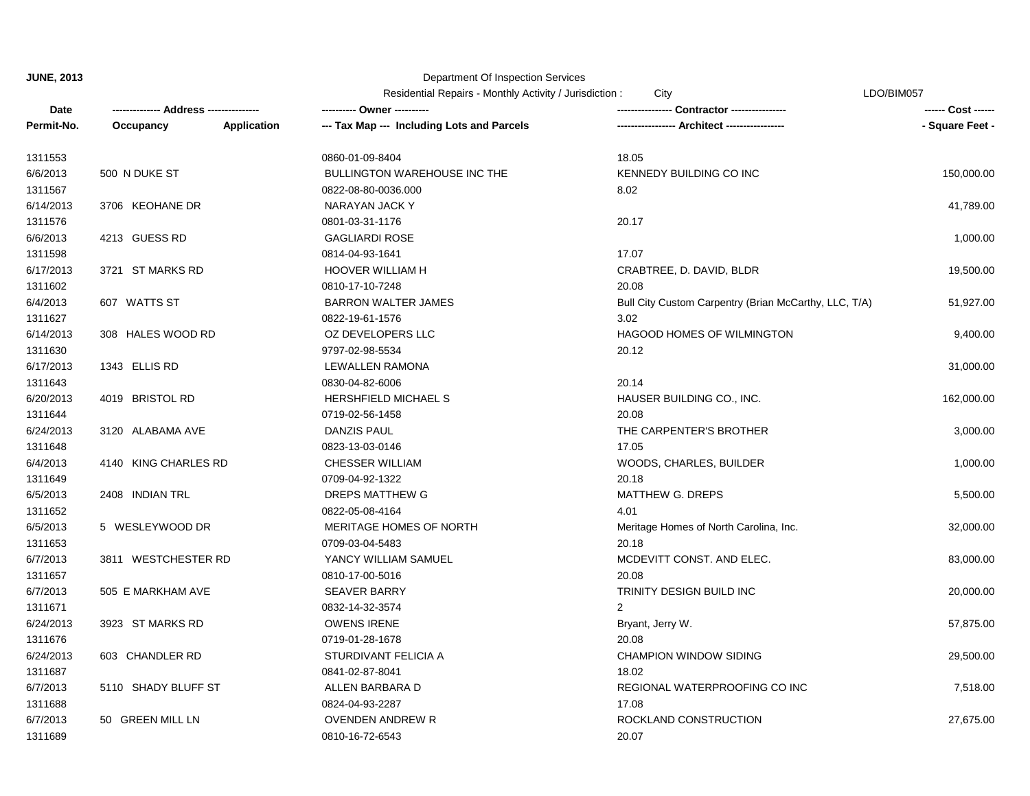**JUNE, 2013**

Department Of Inspection Services

Residential Repairs - Monthly Activity / Jurisdiction : City

LDO/BIM057

| Date / Permit-No. | Address / Occupancy | Application | Owner / Tax Map --- Including Lots and Parcels | Contractor / Architect | Cost / Square Feet |
|---|---|---|---|---|---|
| 1311553 | | | 0860-01-09-8404 | 18.05 | |
| 6/6/2013 | 500 N DUKE ST | | BULLINGTON WAREHOUSE INC THE | KENNEDY BUILDING CO INC | 150,000.00 |
| 1311567 | | | 0822-08-80-0036.000 | 8.02 | |
| 6/14/2013 | 3706 KEOHANE DR | | NARAYAN JACK Y | | 41,789.00 |
| 1311576 | | | 0801-03-31-1176 | 20.17 | |
| 6/6/2013 | 4213 GUESS RD | | GAGLIARDI ROSE | | 1,000.00 |
| 1311598 | | | 0814-04-93-1641 | 17.07 | |
| 6/17/2013 | 3721 ST MARKS RD | | HOOVER WILLIAM H | CRABTREE, D. DAVID, BLDR | 19,500.00 |
| 1311602 | | | 0810-17-10-7248 | 20.08 | |
| 6/4/2013 | 607 WATTS ST | | BARRON WALTER JAMES | Bull City Custom Carpentry (Brian McCarthy, LLC, T/A) | 51,927.00 |
| 1311627 | | | 0822-19-61-1576 | 3.02 | |
| 6/14/2013 | 308 HALES WOOD RD | | OZ DEVELOPERS LLC | HAGOOD HOMES OF WILMINGTON | 9,400.00 |
| 1311630 | | | 9797-02-98-5534 | 20.12 | |
| 6/17/2013 | 1343 ELLIS RD | | LEWALLEN RAMONA | | 31,000.00 |
| 1311643 | | | 0830-04-82-6006 | 20.14 | |
| 6/20/2013 | 4019 BRISTOL RD | | HERSHFIELD MICHAEL S | HAUSER BUILDING CO., INC. | 162,000.00 |
| 1311644 | | | 0719-02-56-1458 | 20.08 | |
| 6/24/2013 | 3120 ALABAMA AVE | | DANZIS PAUL | THE CARPENTER'S BROTHER | 3,000.00 |
| 1311648 | | | 0823-13-03-0146 | 17.05 | |
| 6/4/2013 | 4140 KING CHARLES RD | | CHESSER WILLIAM | WOODS, CHARLES, BUILDER | 1,000.00 |
| 1311649 | | | 0709-04-92-1322 | 20.18 | |
| 6/5/2013 | 2408 INDIAN TRL | | DREPS MATTHEW G | MATTHEW G. DREPS | 5,500.00 |
| 1311652 | | | 0822-05-08-4164 | 4.01 | |
| 6/5/2013 | 5 WESLEYWOOD DR | | MERITAGE HOMES OF NORTH | Meritage Homes of North Carolina, Inc. | 32,000.00 |
| 1311653 | | | 0709-03-04-5483 | 20.18 | |
| 6/7/2013 | 3811 WESTCHESTER RD | | YANCY WILLIAM SAMUEL | MCDEVITT CONST. AND ELEC. | 83,000.00 |
| 1311657 | | | 0810-17-00-5016 | 20.08 | |
| 6/7/2013 | 505 E MARKHAM AVE | | SEAVER BARRY | TRINITY DESIGN BUILD INC | 20,000.00 |
| 1311671 | | | 0832-14-32-3574 | 2 | |
| 6/24/2013 | 3923 ST MARKS RD | | OWENS IRENE | Bryant, Jerry W. | 57,875.00 |
| 1311676 | | | 0719-01-28-1678 | 20.08 | |
| 6/24/2013 | 603 CHANDLER RD | | STURDIVANT FELICIA A | CHAMPION WINDOW SIDING | 29,500.00 |
| 1311687 | | | 0841-02-87-8041 | 18.02 | |
| 6/7/2013 | 5110 SHADY BLUFF ST | | ALLEN BARBARA D | REGIONAL WATERPROOFING CO INC | 7,518.00 |
| 1311688 | | | 0824-04-93-2287 | 17.08 | |
| 6/7/2013 | 50 GREEN MILL LN | | OVENDEN ANDREW R | ROCKLAND CONSTRUCTION | 27,675.00 |
| 1311689 | | | 0810-16-72-6543 | 20.07 | |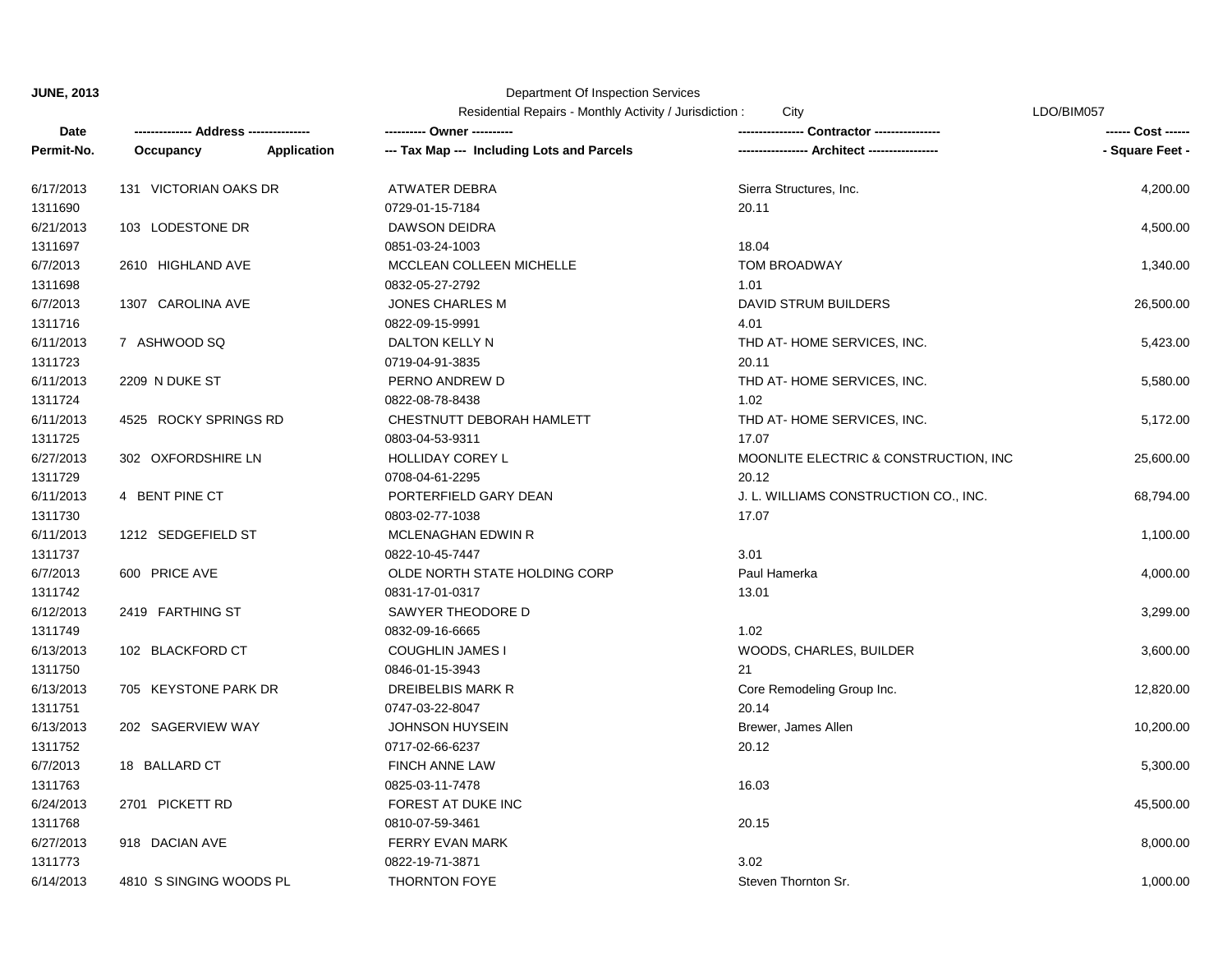**JUNE, 2013** Department Of Inspection Services

Residential Repairs - Monthly Activity / Jurisdiction : City LDO/BIM057

| Date<br>Permit-No. | ------------- Address --------------<br>Occupancy Application | ---------- Owner ----------<br>--- Tax Map --- Including Lots and Parcels | ---------------- Contractor ----------------<br>----------------- Architect ----------------- | ------ Cost ------<br>- Square Feet - |
|---|---|---|---|---|
| 6/17/2013<br>1311690 | 131 VICTORIAN OAKS DR | ATWATER DEBRA<br>0729-01-15-7184 | Sierra Structures, Inc.<br>20.11 | 4,200.00 |
| 6/21/2013<br>1311697 | 103 LODESTONE DR | DAWSON DEIDRA<br>0851-03-24-1003 | <br>18.04 | 4,500.00 |
| 6/7/2013<br>1311698 | 2610 HIGHLAND AVE | MCCLEAN COLLEEN MICHELLE<br>0832-05-27-2792 | TOM BROADWAY<br>1.01 | 1,340.00 |
| 6/7/2013<br>1311716 | 1307 CAROLINA AVE | JONES CHARLES M<br>0822-09-15-9991 | DAVID STRUM BUILDERS<br>4.01 | 26,500.00 |
| 6/11/2013<br>1311723 | 7 ASHWOOD SQ | DALTON KELLY N<br>0719-04-91-3835 | THD AT- HOME SERVICES, INC.<br>20.11 | 5,423.00 |
| 6/11/2013<br>1311724 | 2209 N DUKE ST | PERNO ANDREW D<br>0822-08-78-8438 | THD AT- HOME SERVICES, INC.<br>1.02 | 5,580.00 |
| 6/11/2013<br>1311725 | 4525 ROCKY SPRINGS RD | CHESTNUTT DEBORAH HAMLETT<br>0803-04-53-9311 | THD AT- HOME SERVICES, INC.<br>17.07 | 5,172.00 |
| 6/27/2013<br>1311729 | 302 OXFORDSHIRE LN | HOLLIDAY COREY L<br>0708-04-61-2295 | MOONLITE ELECTRIC & CONSTRUCTION, INC<br>20.12 | 25,600.00 |
| 6/11/2013<br>1311730 | 4 BENT PINE CT | PORTERFIELD GARY DEAN<br>0803-02-77-1038 | J. L. WILLIAMS CONSTRUCTION CO., INC.<br>17.07 | 68,794.00 |
| 6/11/2013<br>1311737 | 1212 SEDGEFIELD ST | MCLENAGHAN EDWIN R<br>0822-10-45-7447 | <br>3.01 | 1,100.00 |
| 6/7/2013<br>1311742 | 600 PRICE AVE | OLDE NORTH STATE HOLDING CORP<br>0831-17-01-0317 | Paul Hamerka<br>13.01 | 4,000.00 |
| 6/12/2013<br>1311749 | 2419 FARTHING ST | SAWYER THEODORE D<br>0832-09-16-6665 | <br>1.02 | 3,299.00 |
| 6/13/2013<br>1311750 | 102 BLACKFORD CT | COUGHLIN JAMES I<br>0846-01-15-3943 | WOODS, CHARLES, BUILDER<br>21 | 3,600.00 |
| 6/13/2013<br>1311751 | 705 KEYSTONE PARK DR | DREIBELBIS MARK R<br>0747-03-22-8047 | Core Remodeling Group Inc.<br>20.14 | 12,820.00 |
| 6/13/2013<br>1311752 | 202 SAGERVIEW WAY | JOHNSON HUYSEIN<br>0717-02-66-6237 | Brewer, James Allen<br>20.12 | 10,200.00 |
| 6/7/2013<br>1311763 | 18 BALLARD CT | FINCH ANNE LAW<br>0825-03-11-7478 | <br>16.03 | 5,300.00 |
| 6/24/2013<br>1311768 | 2701 PICKETT RD | FOREST AT DUKE INC<br>0810-07-59-3461 | <br>20.15 | 45,500.00 |
| 6/27/2013<br>1311773 | 918 DACIAN AVE | FERRY EVAN MARK<br>0822-19-71-3871 | <br>3.02 | 8,000.00 |
| 6/14/2013 | 4810 S SINGING WOODS PL | THORNTON FOYE | Steven Thornton Sr. | 1,000.00 |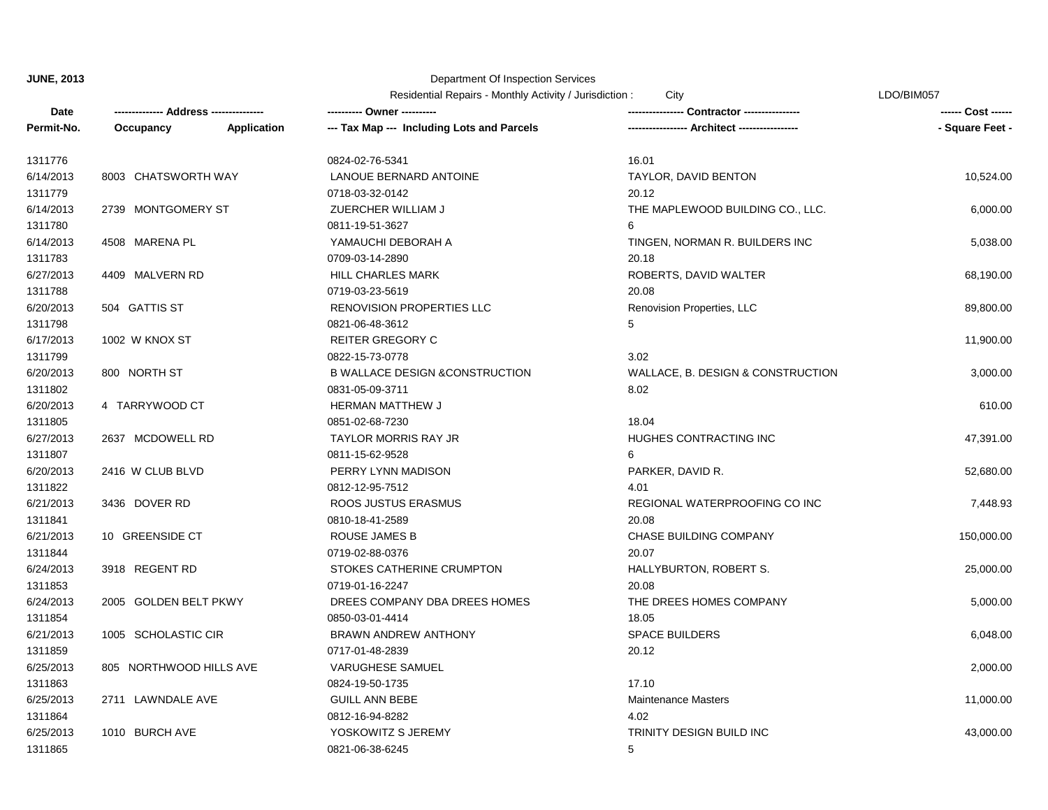**JUNE, 2013**

Department Of Inspection Services

Residential Repairs - Monthly Activity / Jurisdiction : City

LDO/BIM057

| Date / Permit-No. | Address / Occupancy / Application | Owner / Tax Map --- Including Lots and Parcels | Contractor / Architect | Cost / Square Feet |
|---|---|---|---|---|
| 1311776 | | 0824-02-76-5341 | 16.01 | |
| 6/14/2013 | 8003 CHATSWORTH WAY | LANOUE BERNARD ANTOINE | TAYLOR, DAVID BENTON | 10,524.00 |
| 1311779 | | 0718-03-32-0142 | 20.12 | |
| 6/14/2013 | 2739 MONTGOMERY ST | ZUERCHER WILLIAM J | THE MAPLEWOOD BUILDING CO., LLC. | 6,000.00 |
| 1311780 | | 0811-19-51-3627 | 6 | |
| 6/14/2013 | 4508 MARENA PL | YAMAUCHI DEBORAH A | TINGEN, NORMAN R. BUILDERS INC | 5,038.00 |
| 1311783 | | 0709-03-14-2890 | 20.18 | |
| 6/27/2013 | 4409 MALVERN RD | HILL CHARLES MARK | ROBERTS, DAVID WALTER | 68,190.00 |
| 1311788 | | 0719-03-23-5619 | 20.08 | |
| 6/20/2013 | 504 GATTIS ST | RENOVISION PROPERTIES LLC | Renovision Properties, LLC | 89,800.00 |
| 1311798 | | 0821-06-48-3612 | 5 | |
| 6/17/2013 | 1002 W KNOX ST | REITER GREGORY C | | 11,900.00 |
| 1311799 | | 0822-15-73-0778 | 3.02 | |
| 6/20/2013 | 800 NORTH ST | B WALLACE DESIGN &CONSTRUCTION | WALLACE, B. DESIGN & CONSTRUCTION | 3,000.00 |
| 1311802 | | 0831-05-09-3711 | 8.02 | |
| 6/20/2013 | 4 TARRYWOOD CT | HERMAN MATTHEW J | | 610.00 |
| 1311805 | | 0851-02-68-7230 | 18.04 | |
| 6/27/2013 | 2637 MCDOWELL RD | TAYLOR MORRIS RAY JR | HUGHES CONTRACTING INC | 47,391.00 |
| 1311807 | | 0811-15-62-9528 | 6 | |
| 6/20/2013 | 2416 W CLUB BLVD | PERRY LYNN MADISON | PARKER, DAVID R. | 52,680.00 |
| 1311822 | | 0812-12-95-7512 | 4.01 | |
| 6/21/2013 | 3436 DOVER RD | ROOS JUSTUS ERASMUS | REGIONAL WATERPROOFING CO INC | 7,448.93 |
| 1311841 | | 0810-18-41-2589 | 20.08 | |
| 6/21/2013 | 10 GREENSIDE CT | ROUSE JAMES B | CHASE BUILDING COMPANY | 150,000.00 |
| 1311844 | | 0719-02-88-0376 | 20.07 | |
| 6/24/2013 | 3918 REGENT RD | STOKES CATHERINE CRUMPTON | HALLYBURTON, ROBERT S. | 25,000.00 |
| 1311853 | | 0719-01-16-2247 | 20.08 | |
| 6/24/2013 | 2005 GOLDEN BELT PKWY | DREES COMPANY DBA DREES HOMES | THE DREES HOMES COMPANY | 5,000.00 |
| 1311854 | | 0850-03-01-4414 | 18.05 | |
| 6/21/2013 | 1005 SCHOLASTIC CIR | BRAWN ANDREW ANTHONY | SPACE BUILDERS | 6,048.00 |
| 1311859 | | 0717-01-48-2839 | 20.12 | |
| 6/25/2013 | 805 NORTHWOOD HILLS AVE | VARUGHESE SAMUEL | | 2,000.00 |
| 1311863 | | 0824-19-50-1735 | 17.10 | |
| 6/25/2013 | 2711 LAWNDALE AVE | GUILL ANN BEBE | Maintenance Masters | 11,000.00 |
| 1311864 | | 0812-16-94-8282 | 4.02 | |
| 6/25/2013 | 1010 BURCH AVE | YOSKOWITZ S JEREMY | TRINITY DESIGN BUILD INC | 43,000.00 |
| 1311865 | | 0821-06-38-6245 | 5 | |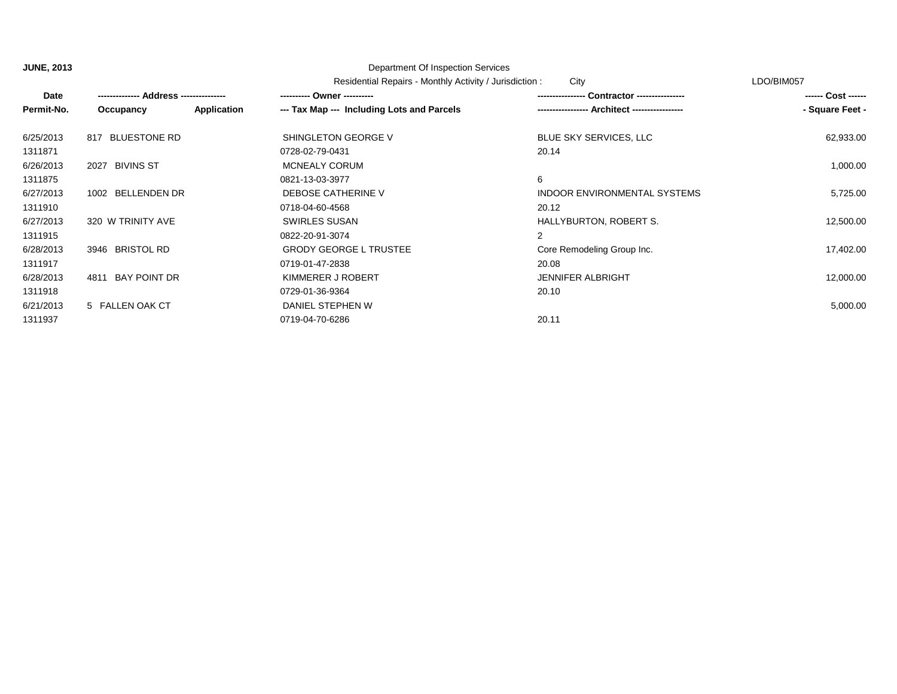**JUNE, 2013**

Department Of Inspection Services

Residential Repairs - Monthly Activity / Jurisdiction : City

LDO/BIM057

| Date<br>Permit-No. | ------------- Address --------------<br>Occupancy | <br>Application | ---------- Owner ----------<br>--- Tax Map --- Including Lots and Parcels | --------------- Contractor ---------------<br>---------------- Architect ---------------- | ------ Cost ------<br>- Square Feet - |
|---|---|---|---|---|---|
| 6/25/2013 | 817 BLUESTONE RD | | SHINGLETON GEORGE V | BLUE SKY SERVICES, LLC | 62,933.00 |
| 1311871 | | | 0728-02-79-0431 | 20.14 | |
| 6/26/2013 | 2027 BIVINS ST | | MCNEALY CORUM | | 1,000.00 |
| 1311875 | | | 0821-13-03-3977 | 6 | |
| 6/27/2013 | 1002 BELLENDEN DR | | DEBOSE CATHERINE V | INDOOR ENVIRONMENTAL SYSTEMS | 5,725.00 |
| 1311910 | | | 0718-04-60-4568 | 20.12 | |
| 6/27/2013 | 320 W TRINITY AVE | | SWIRLES SUSAN | HALLYBURTON, ROBERT S. | 12,500.00 |
| 1311915 | | | 0822-20-91-3074 | 2 | |
| 6/28/2013 | 3946 BRISTOL RD | | GRODY GEORGE L TRUSTEE | Core Remodeling Group Inc. | 17,402.00 |
| 1311917 | | | 0719-01-47-2838 | 20.08 | |
| 6/28/2013 | 4811 BAY POINT DR | | KIMMERER J ROBERT | JENNIFER ALBRIGHT | 12,000.00 |
| 1311918 | | | 0729-01-36-9364 | 20.10 | |
| 6/21/2013 | 5 FALLEN OAK CT | | DANIEL STEPHEN W | | 5,000.00 |
| 1311937 | | | 0719-04-70-6286 | 20.11 | |